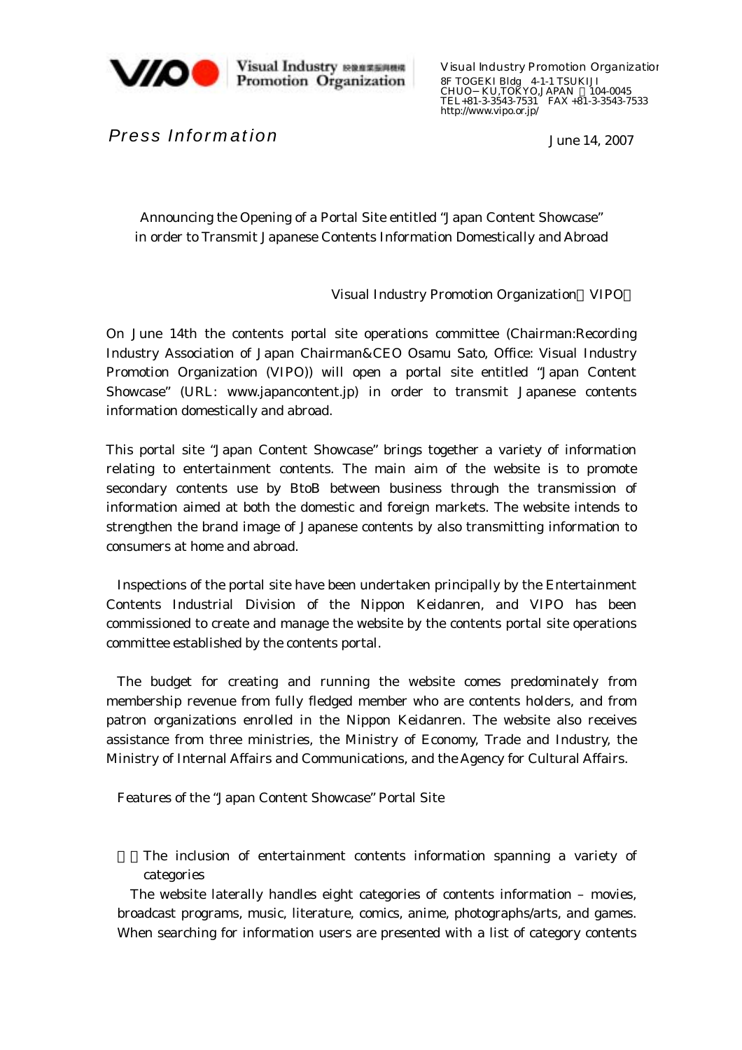Visual Industry Promotion Organization

Visual Industry Promotion Organization
8F TOGEKI Bldg 4-1-1 TSUKIJI
CHUO−KU,TOKYO,JAPAN 104-0045
TEL +81-3-3543-7531 FAX +81-3-3543-7533
http://www.vipo.or.jp/

*Press Information*

June 14, 2007

# Announcing the Opening of a Portal Site entitled "Japan Content Showcase" in order to Transmit Japanese Contents Information Domestically and Abroad

Visual Industry Promotion Organization（VIPO）

On June 14th the contents portal site operations committee (Chairman:Recording Industry Association of Japan Chairman&CEO Osamu Sato, Office: Visual Industry Promotion Organization (VIPO)) will open a portal site entitled "Japan Content Showcase" (URL: www.japancontent.jp) in order to transmit Japanese contents information domestically and abroad.

This portal site "Japan Content Showcase" brings together a variety of information relating to entertainment contents. The main aim of the website is to promote secondary contents use by BtoB between business through the transmission of information aimed at both the domestic and foreign markets. The website intends to strengthen the brand image of Japanese contents by also transmitting information to consumers at home and abroad.

Inspections of the portal site have been undertaken principally by the Entertainment Contents Industrial Division of the Nippon Keidanren, and VIPO has been commissioned to create and manage the website by the contents portal site operations committee established by the contents portal.

The budget for creating and running the website comes predominately from membership revenue from fully fledged member who are contents holders, and from patron organizations enrolled in the Nippon Keidanren. The website also receives assistance from three ministries, the Ministry of Economy, Trade and Industry, the Ministry of Internal Affairs and Communications, and the Agency for Cultural Affairs.

## Features of the "Japan Content Showcase" Portal Site

The inclusion of entertainment contents information spanning a variety of categories

The website laterally handles eight categories of contents information – movies, broadcast programs, music, literature, comics, anime, photographs/arts, and games. When searching for information users are presented with a list of category contents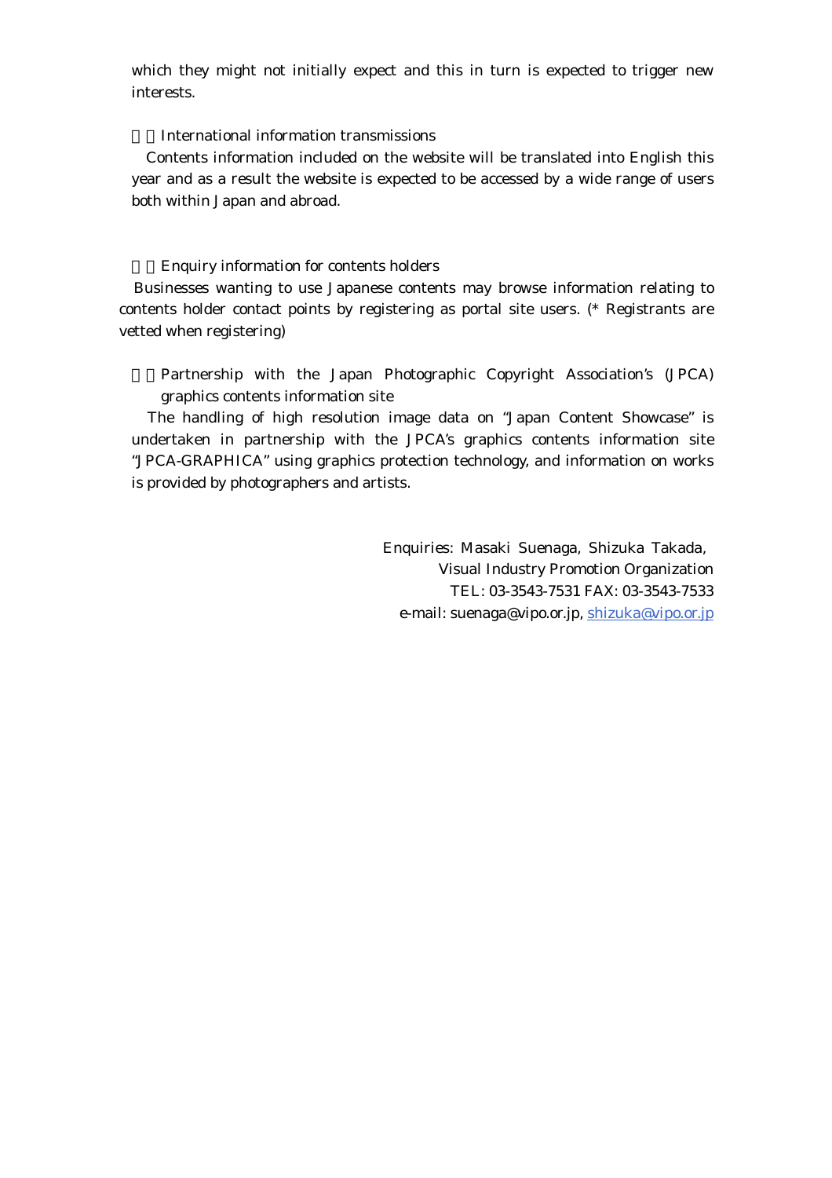which they might not initially expect and this in turn is expected to trigger new interests.

International information transmissions

Contents information included on the website will be translated into English this year and as a result the website is expected to be accessed by a wide range of users both within Japan and abroad.

Enquiry information for contents holders

Businesses wanting to use Japanese contents may browse information relating to contents holder contact points by registering as portal site users. (* Registrants are vetted when registering)

Partnership with the Japan Photographic Copyright Association's (JPCA) graphics contents information site

The handling of high resolution image data on "Japan Content Showcase" is undertaken in partnership with the JPCA's graphics contents information site "JPCA-GRAPHICA" using graphics protection technology, and information on works is provided by photographers and artists.

Enquiries: Masaki Suenaga, Shizuka Takada,
Visual Industry Promotion Organization
TEL: 03-3543-7531 FAX: 03-3543-7533
e-mail: suenaga@vipo.or.jp, shizuka@vipo.or.jp